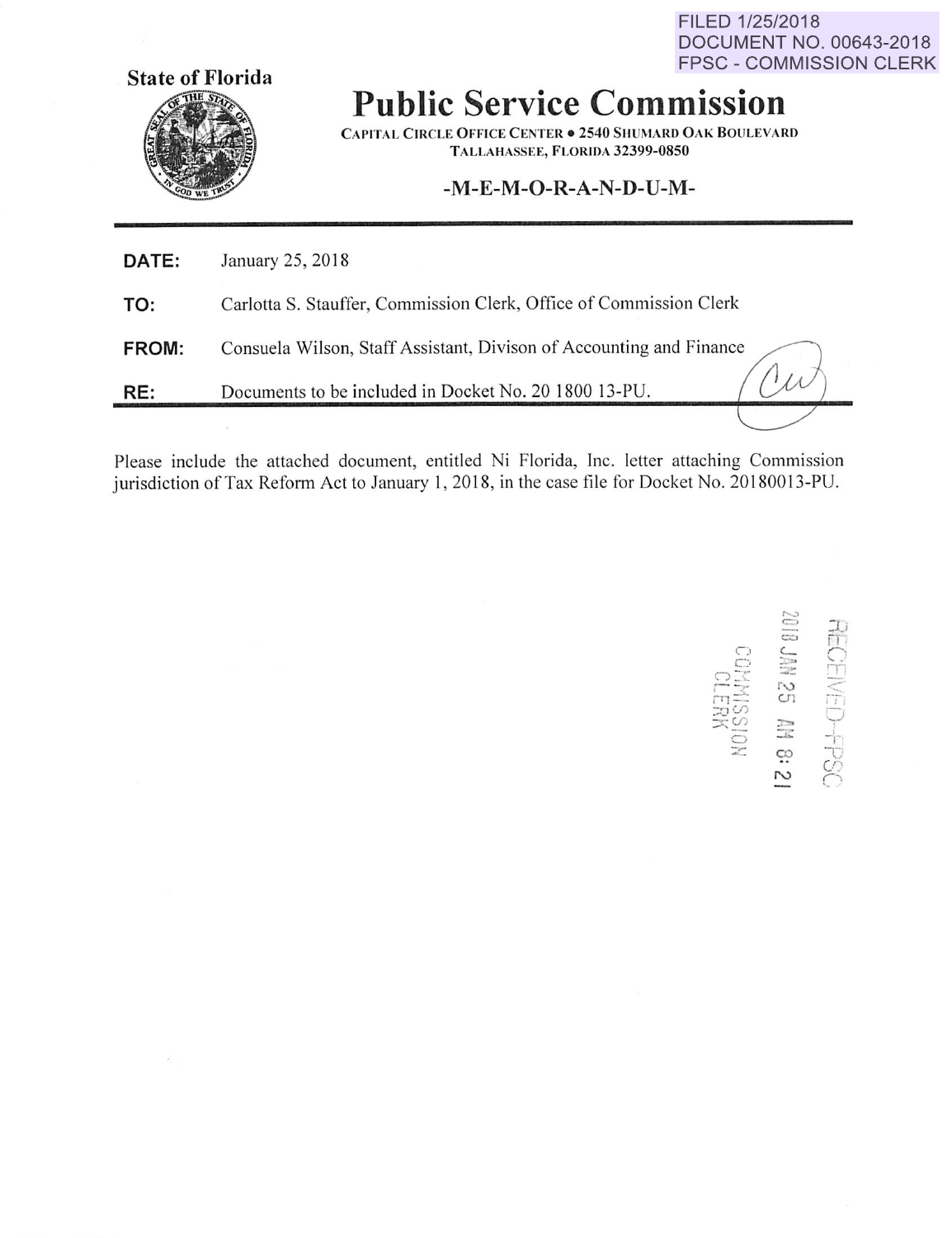FILED 1/25/2018
DOCUMENT NO. 00643-2018
FPSC - COMMISSION CLERK

**State of Florida**

# Public Service Commission

CAPITAL CIRCLE OFFICE CENTER • 2540 SHUMARD OAK BOULEVARD
TALLAHASSEE, FLORIDA 32399-0850

**-M-E-M-O-R-A-N-D-U-M-**

**DATE:** January 25, 2018

**TO:** Carlotta S. Stauffer, Commission Clerk, Office of Commission Clerk

**FROM:** Consuela Wilson, Staff Assistant, Divison of Accounting and Finance

**RE:** Documents to be included in Docket No. 20 1800 13-PU.

Please include the attached document, entitled Ni Florida, Inc. letter attaching Commission jurisdiction of Tax Reform Act to January 1, 2018, in the case file for Docket No. 20180013-PU.

RECEIVED-FPSC
2018 JAN 25 AM 8:21
COMMISSION
CLERK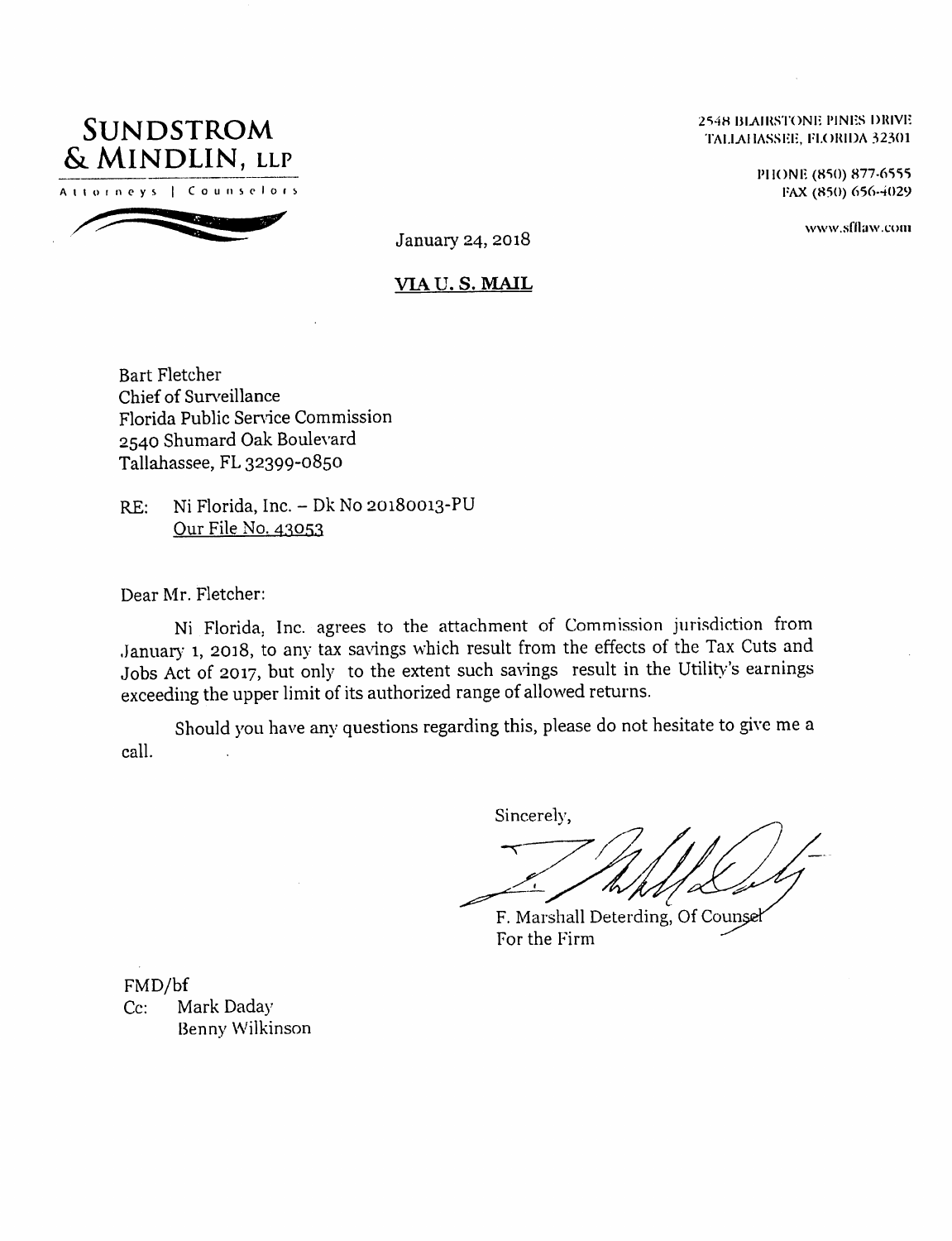**SUNDSTROM & MINDLIN, LLP**

Attorneys | Counselors

2548 BLAIRSTONE PINES DRIVE
TALLAHASSEE, FLORIDA 32301

PHONE (850) 877-6555
FAX (850) 656-4029

www.sfflaw.com

January 24, 2018

**VIA U. S. MAIL**

Bart Fletcher
Chief of Surveillance
Florida Public Service Commission
2540 Shumard Oak Boulevard
Tallahassee, FL 32399-0850

RE: Ni Florida, Inc. – Dk No 20180013-PU
Our File No. 43053

Dear Mr. Fletcher:

Ni Florida, Inc. agrees to the attachment of Commission jurisdiction from January 1, 2018, to any tax savings which result from the effects of the Tax Cuts and Jobs Act of 2017, but only to the extent such savings result in the Utility's earnings exceeding the upper limit of its authorized range of allowed returns.

Should you have any questions regarding this, please do not hesitate to give me a call.

Sincerely,

F. Marshall Deterding, Of Counsel
For the Firm

FMD/bf
Cc: Mark Daday
Benny Wilkinson